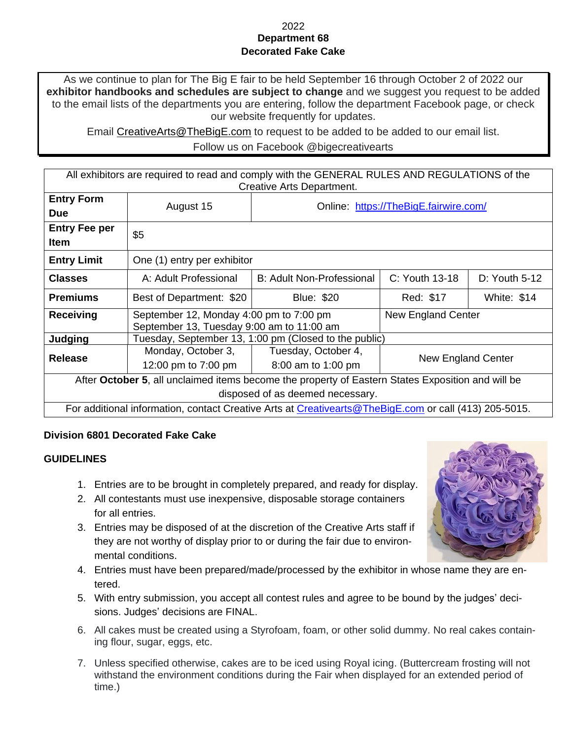2022

**Department 68**

**Decorated Fake Cake**

As we continue to plan for The Big E fair to be held September 16 through October 2 of 2022 our **exhibitor handbooks and schedules are subject to change** and we suggest you request to be added to the email lists of the departments you are entering, follow the department Facebook page, or check our website frequently for updates.

Email CreativeArts@TheBigE.com to request to be added to be added to our email list.

Follow us on Facebook @bigecreativearts

| All exhibitors are required to read and comply with the GENERAL RULES AND REGULATIONS of the Creative Arts Department. | | | | |
|---|---|---|---|---|
| **Entry Form Due** | August 15 | Online: https://TheBigE.fairwire.com/ | | |
| **Entry Fee per Item** | $5 | | | |
| **Entry Limit** | One (1) entry per exhibitor | | | |
| **Classes** | A: Adult Professional | B: Adult Non-Professional | C: Youth 13-18 | D: Youth 5-12 |
| **Premiums** | Best of Department: $20 | Blue: $20 | Red: $17 | White: $14 |
| **Receiving** | September 12, Monday 4:00 pm to 7:00 pm<br>September 13, Tuesday 9:00 am to 11:00 am | | New England Center | |
| **Judging** | Tuesday, September 13, 1:00 pm (Closed to the public) | | | |
| **Release** | Monday, October 3,<br>12:00 pm to 7:00 pm | Tuesday, October 4,<br>8:00 am to 1:00 pm | New England Center | |
| After **October 5**, all unclaimed items become the property of Eastern States Exposition and will be disposed of as deemed necessary. | | | | |
| For additional information, contact Creative Arts at Creativearts@TheBigE.com or call (413) 205-5015. | | | | |

**Division 6801 Decorated Fake Cake**

**GUIDELINES**

1. Entries are to be brought in completely prepared, and ready for display.
2. All contestants must use inexpensive, disposable storage containers for all entries.
3. Entries may be disposed of at the discretion of the Creative Arts staff if they are not worthy of display prior to or during the fair due to environmental conditions.
4. Entries must have been prepared/made/processed by the exhibitor in whose name they are entered.
5. With entry submission, you accept all contest rules and agree to be bound by the judges' decisions. Judges' decisions are FINAL.
6. All cakes must be created using a Styrofoam, foam, or other solid dummy. No real cakes containing flour, sugar, eggs, etc.
7. Unless specified otherwise, cakes are to be iced using Royal icing. (Buttercream frosting will not withstand the environment conditions during the Fair when displayed for an extended period of time.)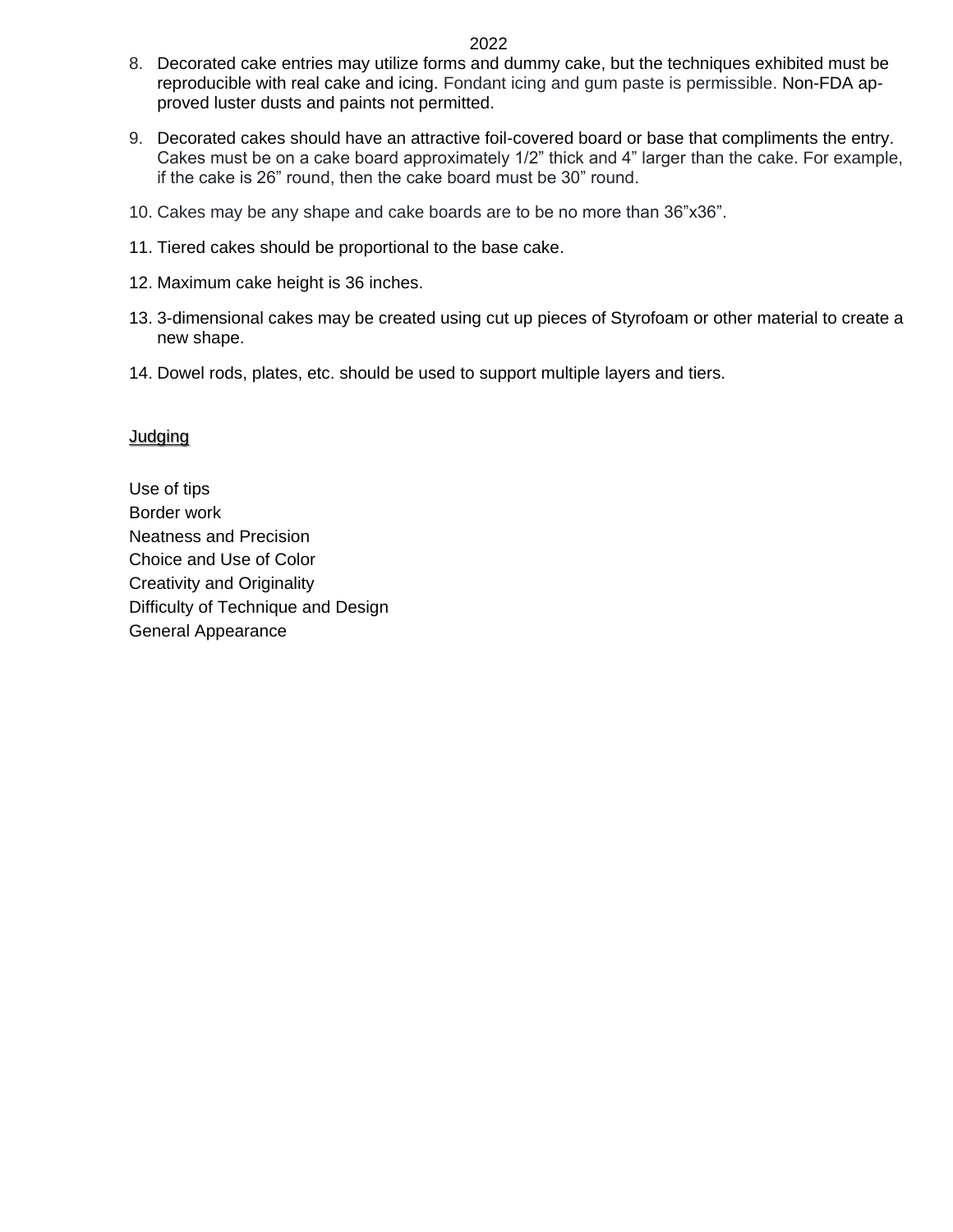8. Decorated cake entries may utilize forms and dummy cake, but the techniques exhibited must be reproducible with real cake and icing. Fondant icing and gum paste is permissible. Non-FDA approved luster dusts and paints not permitted.

9. Decorated cakes should have an attractive foil-covered board or base that compliments the entry. Cakes must be on a cake board approximately 1/2" thick and 4" larger than the cake. For example, if the cake is 26" round, then the cake board must be 30" round.

10. Cakes may be any shape and cake boards are to be no more than 36"x36".

11. Tiered cakes should be proportional to the base cake.

12. Maximum cake height is 36 inches.

13. 3-dimensional cakes may be created using cut up pieces of Styrofoam or other material to create a new shape.

14. Dowel rods, plates, etc. should be used to support multiple layers and tiers.

## Judging

Use of tips
Border work
Neatness and Precision
Choice and Use of Color
Creativity and Originality
Difficulty of Technique and Design
General Appearance